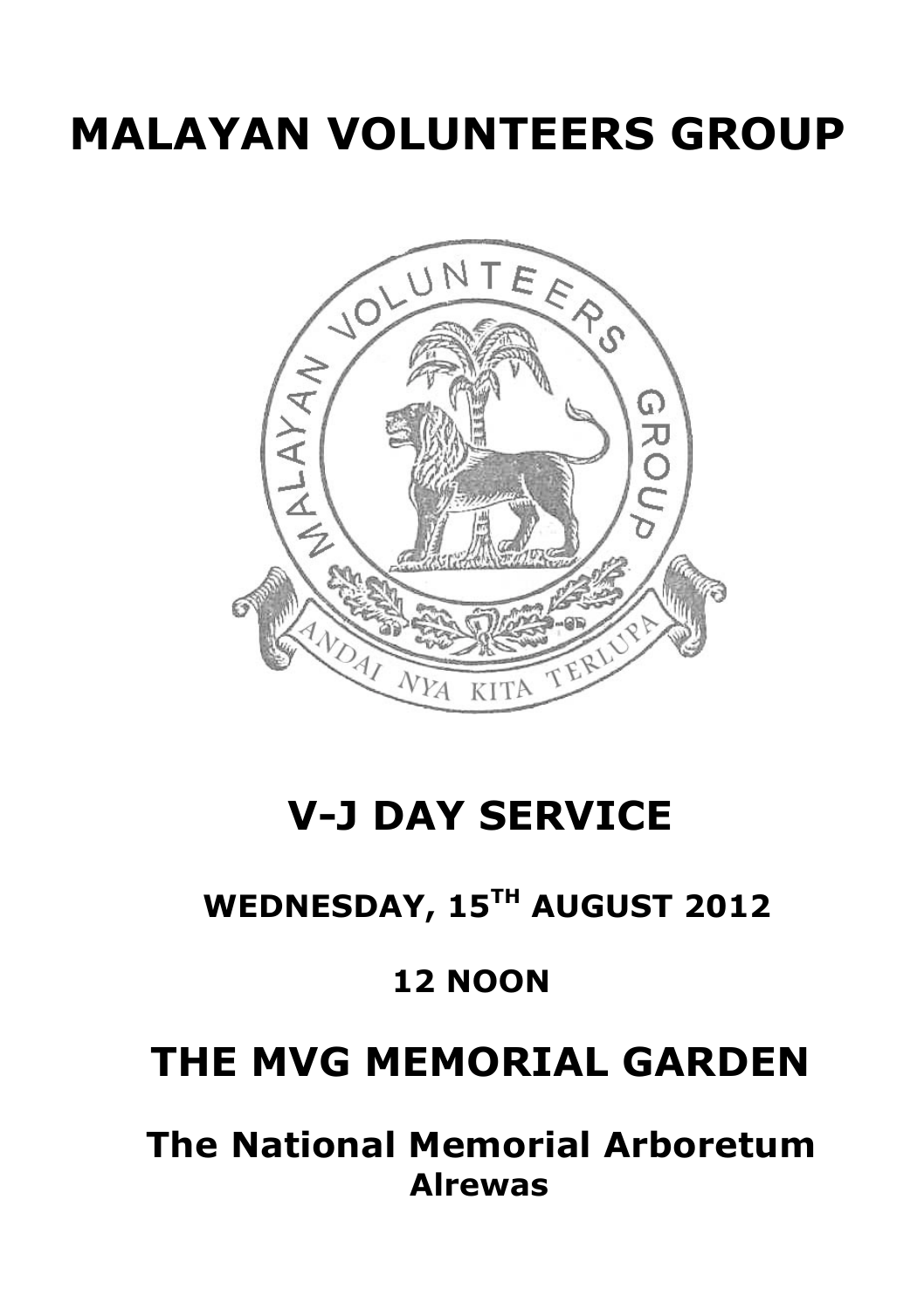# MALAYAN VOLUNTEERS GROUP

# V-J DAY SERVICE

## WEDNESDAY, 15TH AUGUST 2012

## 12 NOON

# THE MVG MEMORIAL GARDEN

## The National Memorial Arboretum

### Alrewas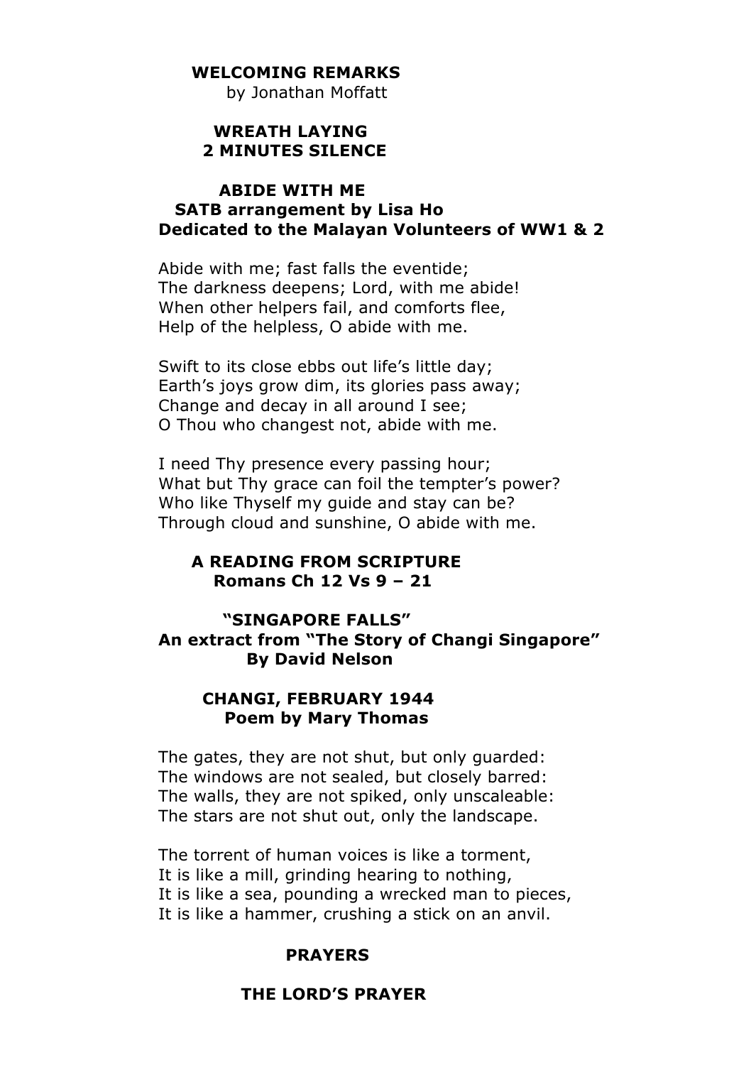## WELCOMING REMARKS

by Jonathan Moffatt

## WREATH LAYING

## 2 MINUTES SILENCE

## ABIDE WITH ME

**SATB arrangement by Lisa Ho**

**Dedicated to the Malayan Volunteers of WW1 & 2**

Abide with me; fast falls the eventide;  
The darkness deepens; Lord, with me abide!  
When other helpers fail, and comforts flee,  
Help of the helpless, O abide with me.

Swift to its close ebbs out life's little day;  
Earth's joys grow dim, its glories pass away;  
Change and decay in all around I see;  
O Thou who changest not, abide with me.

I need Thy presence every passing hour;  
What but Thy grace can foil the tempter's power?  
Who like Thyself my guide and stay can be?  
Through cloud and sunshine, O abide with me.

## A READING FROM SCRIPTURE

**Romans Ch 12 Vs 9 – 21**

## "SINGAPORE FALLS"

**An extract from "The Story of Changi Singapore"**

**By David Nelson**

## CHANGI, FEBRUARY 1944

**Poem by Mary Thomas**

The gates, they are not shut, but only guarded:  
The windows are not sealed, but closely barred:  
The walls, they are not spiked, only unscaleable:  
The stars are not shut out, only the landscape.

The torrent of human voices is like a torment,  
It is like a mill, grinding hearing to nothing,  
It is like a sea, pounding a wrecked man to pieces,  
It is like a hammer, crushing a stick on an anvil.

## PRAYERS

## THE LORD'S PRAYER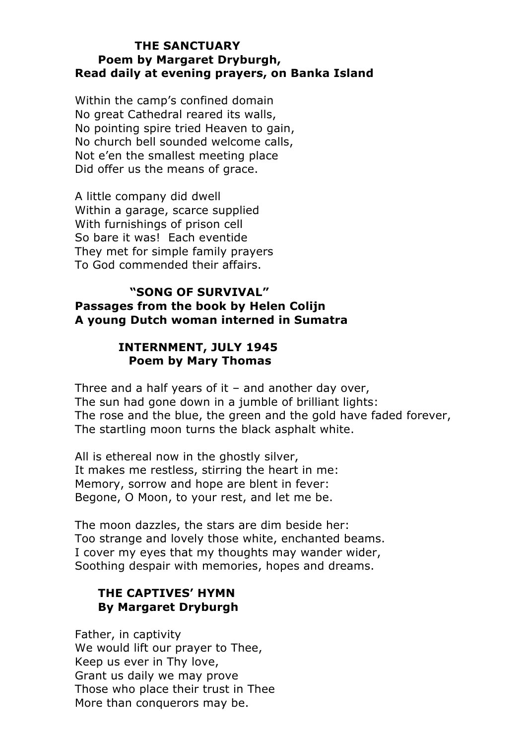**THE SANCTUARY**
**Poem by Margaret Dryburgh,**
**Read daily at evening prayers, on Banka Island**

Within the camp's confined domain
No great Cathedral reared its walls,
No pointing spire tried Heaven to gain,
No church bell sounded welcome calls,
Not e'en the smallest meeting place
Did offer us the means of grace.

A little company did dwell
Within a garage, scarce supplied
With furnishings of prison cell
So bare it was! Each eventide
They met for simple family prayers
To God commended their affairs.

**"SONG OF SURVIVAL"**
**Passages from the book by Helen Colijn**
**A young Dutch woman interned in Sumatra**

**INTERNMENT, JULY 1945**
**Poem by Mary Thomas**

Three and a half years of it – and another day over,
The sun had gone down in a jumble of brilliant lights:
The rose and the blue, the green and the gold have faded forever,
The startling moon turns the black asphalt white.

All is ethereal now in the ghostly silver,
It makes me restless, stirring the heart in me:
Memory, sorrow and hope are blent in fever:
Begone, O Moon, to your rest, and let me be.

The moon dazzles, the stars are dim beside her:
Too strange and lovely those white, enchanted beams.
I cover my eyes that my thoughts may wander wider,
Soothing despair with memories, hopes and dreams.

**THE CAPTIVES' HYMN**
**By Margaret Dryburgh**

Father, in captivity
We would lift our prayer to Thee,
Keep us ever in Thy love,
Grant us daily we may prove
Those who place their trust in Thee
More than conquerors may be.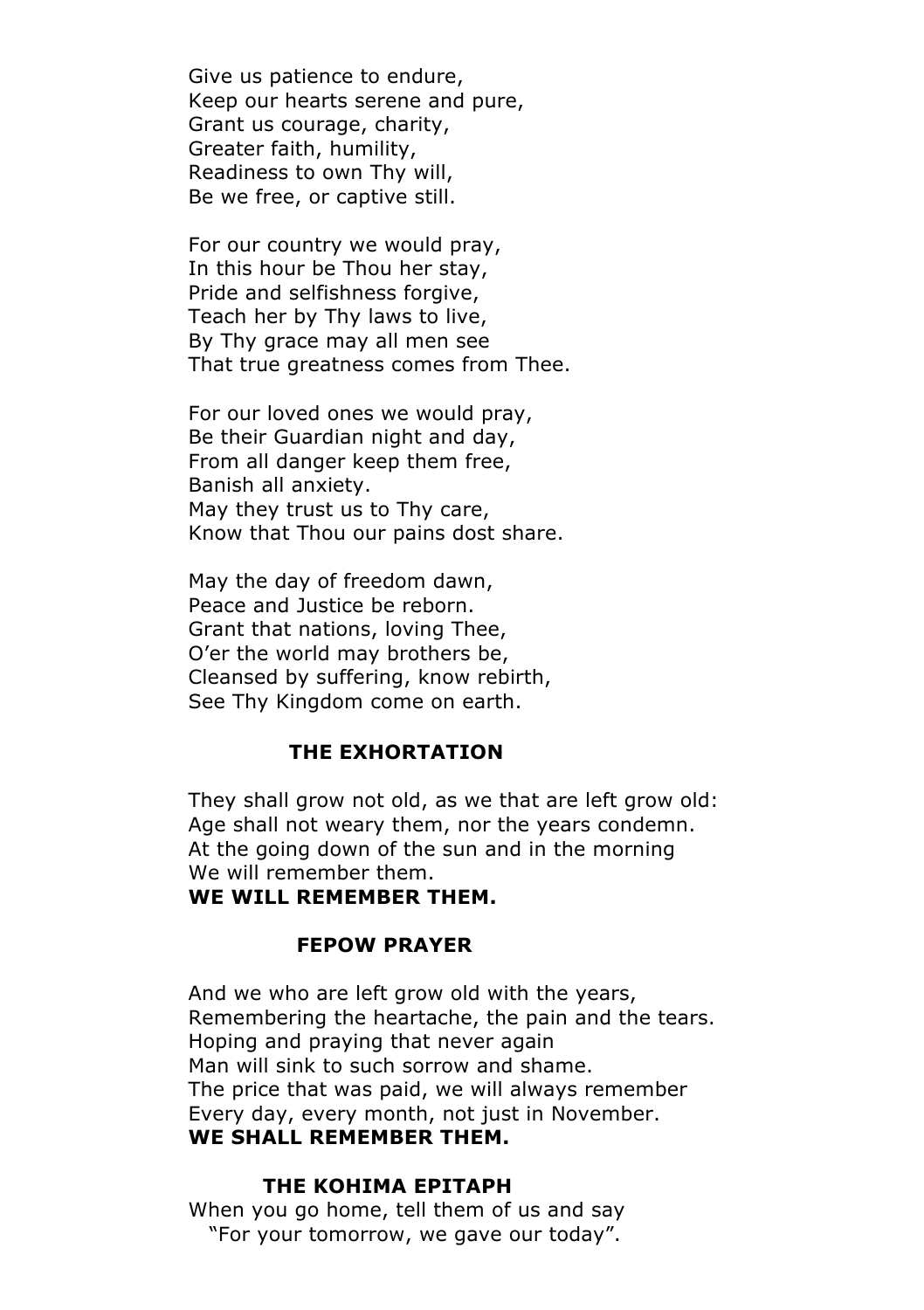Give us patience to endure,
Keep our hearts serene and pure,
Grant us courage, charity,
Greater faith, humility,
Readiness to own Thy will,
Be we free, or captive still.

For our country we would pray,
In this hour be Thou her stay,
Pride and selfishness forgive,
Teach her by Thy laws to live,
By Thy grace may all men see
That true greatness comes from Thee.

For our loved ones we would pray,
Be their Guardian night and day,
From all danger keep them free,
Banish all anxiety.
May they trust us to Thy care,
Know that Thou our pains dost share.

May the day of freedom dawn,
Peace and Justice be reborn.
Grant that nations, loving Thee,
O'er the world may brothers be,
Cleansed by suffering, know rebirth,
See Thy Kingdom come on earth.

## THE EXHORTATION

They shall grow not old, as we that are left grow old:
Age shall not weary them, nor the years condemn.
At the going down of the sun and in the morning
We will remember them.
**WE WILL REMEMBER THEM.**

## FEPOW PRAYER

And we who are left grow old with the years,
Remembering the heartache, the pain and the tears.
Hoping and praying that never again
Man will sink to such sorrow and shame.
The price that was paid, we will always remember
Every day, every month, not just in November.
**WE SHALL REMEMBER THEM.**

## THE KOHIMA EPITAPH

When you go home, tell them of us and say
"For your tomorrow, we gave our today".